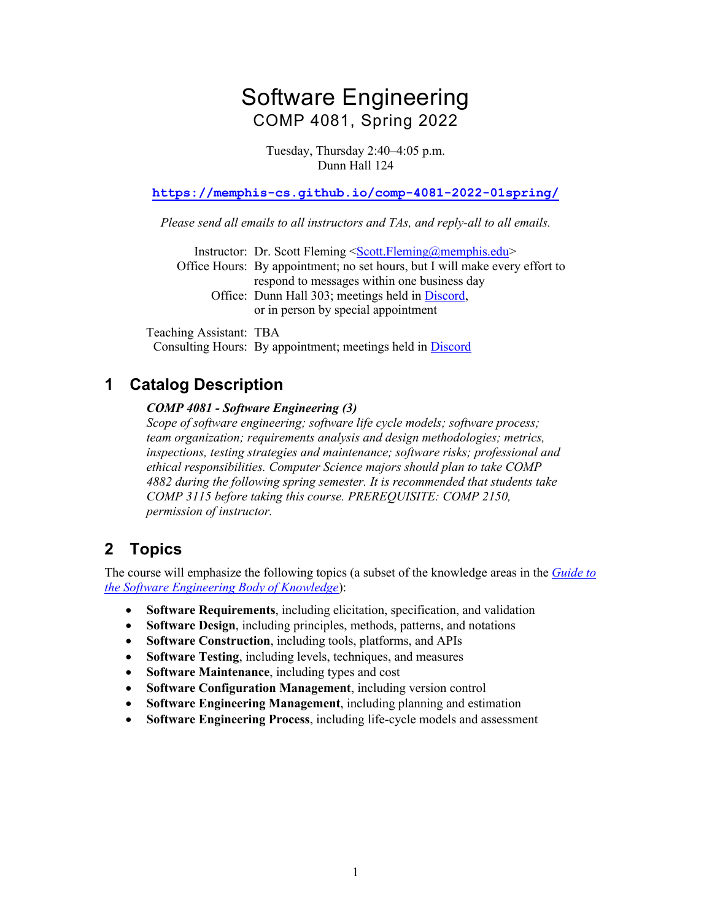# Software Engineering

COMP 4081, Spring 2022

Tuesday, Thursday 2:40–4:05 p.m.
Dunn Hall 124

**https://memphis-cs.github.io/comp-4081-2022-01spring/**

*Please send all emails to all instructors and TAs, and reply-all to all emails.*

Instructor: Dr. Scott Fleming <Scott.Fleming@memphis.edu>
Office Hours: By appointment; no set hours, but I will make every effort to respond to messages within one business day
Office: Dunn Hall 303; meetings held in Discord, or in person by special appointment

Teaching Assistant: TBA
Consulting Hours: By appointment; meetings held in Discord

## 1 Catalog Description

> ***COMP 4081 - Software Engineering (3)***
> *Scope of software engineering; software life cycle models; software process; team organization; requirements analysis and design methodologies; metrics, inspections, testing strategies and maintenance; software risks; professional and ethical responsibilities. Computer Science majors should plan to take COMP 4882 during the following spring semester. It is recommended that students take COMP 3115 before taking this course. PREREQUISITE: COMP 2150, permission of instructor.*

## 2 Topics

The course will emphasize the following topics (a subset of the knowledge areas in the *Guide to the Software Engineering Body of Knowledge*):

- **Software Requirements**, including elicitation, specification, and validation
- **Software Design**, including principles, methods, patterns, and notations
- **Software Construction**, including tools, platforms, and APIs
- **Software Testing**, including levels, techniques, and measures
- **Software Maintenance**, including types and cost
- **Software Configuration Management**, including version control
- **Software Engineering Management**, including planning and estimation
- **Software Engineering Process**, including life-cycle models and assessment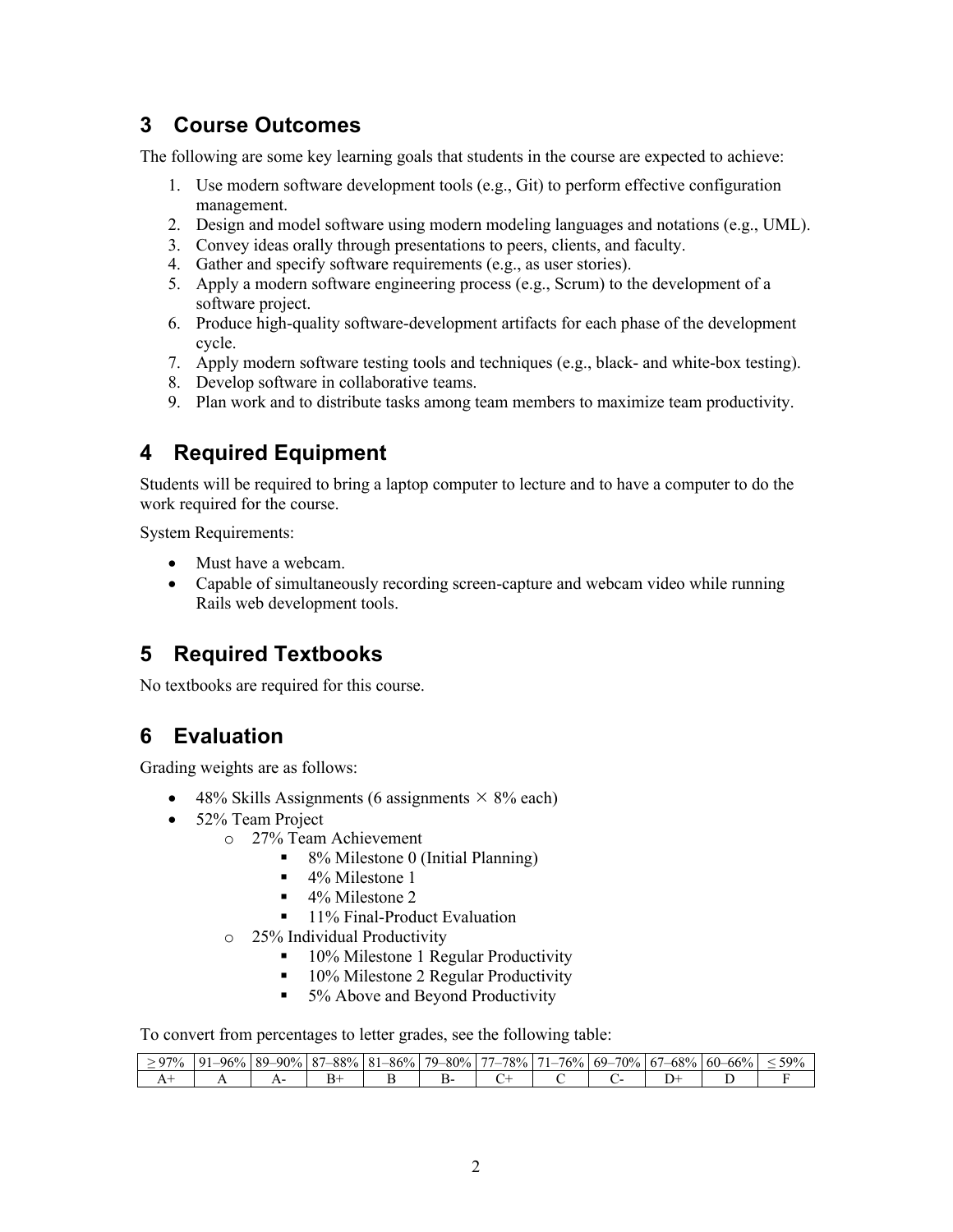## 3 Course Outcomes

The following are some key learning goals that students in the course are expected to achieve:

1. Use modern software development tools (e.g., Git) to perform effective configuration management.
2. Design and model software using modern modeling languages and notations (e.g., UML).
3. Convey ideas orally through presentations to peers, clients, and faculty.
4. Gather and specify software requirements (e.g., as user stories).
5. Apply a modern software engineering process (e.g., Scrum) to the development of a software project.
6. Produce high-quality software-development artifacts for each phase of the development cycle.
7. Apply modern software testing tools and techniques (e.g., black- and white-box testing).
8. Develop software in collaborative teams.
9. Plan work and to distribute tasks among team members to maximize team productivity.

## 4 Required Equipment

Students will be required to bring a laptop computer to lecture and to have a computer to do the work required for the course.

System Requirements:

- Must have a webcam.
- Capable of simultaneously recording screen-capture and webcam video while running Rails web development tools.

## 5 Required Textbooks

No textbooks are required for this course.

## 6 Evaluation

Grading weights are as follows:

- 48% Skills Assignments (6 assignments × 8% each)
- 52% Team Project
  - 27% Team Achievement
    - 8% Milestone 0 (Initial Planning)
    - 4% Milestone 1
    - 4% Milestone 2
    - 11% Final-Product Evaluation
  - 25% Individual Productivity
    - 10% Milestone 1 Regular Productivity
    - 10% Milestone 2 Regular Productivity
    - 5% Above and Beyond Productivity

To convert from percentages to letter grades, see the following table:

| ≥ 97% | 91–96% | 89–90% | 87–88% | 81–86% | 79–80% | 77–78% | 71–76% | 69–70% | 67–68% | 60–66% | ≤ 59% |
|---|---|---|---|---|---|---|---|---|---|---|---|
| A+ | A | A- | B+ | B | B- | C+ | C | C- | D+ | D | F |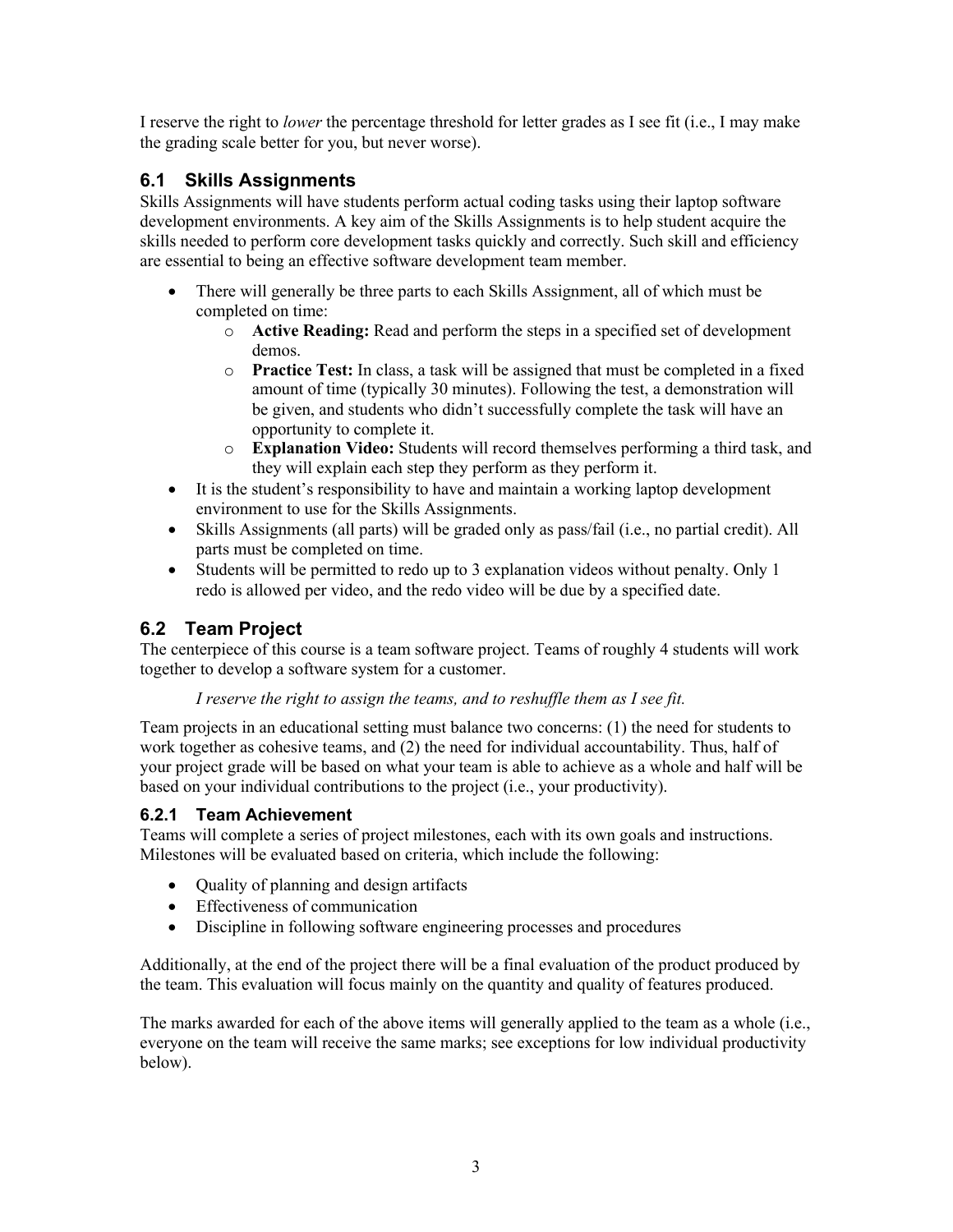I reserve the right to *lower* the percentage threshold for letter grades as I see fit (i.e., I may make the grading scale better for you, but never worse).

## 6.1 Skills Assignments

Skills Assignments will have students perform actual coding tasks using their laptop software development environments. A key aim of the Skills Assignments is to help student acquire the skills needed to perform core development tasks quickly and correctly. Such skill and efficiency are essential to being an effective software development team member.

- There will generally be three parts to each Skills Assignment, all of which must be completed on time:
  - **Active Reading:** Read and perform the steps in a specified set of development demos.
  - **Practice Test:** In class, a task will be assigned that must be completed in a fixed amount of time (typically 30 minutes). Following the test, a demonstration will be given, and students who didn't successfully complete the task will have an opportunity to complete it.
  - **Explanation Video:** Students will record themselves performing a third task, and they will explain each step they perform as they perform it.
- It is the student's responsibility to have and maintain a working laptop development environment to use for the Skills Assignments.
- Skills Assignments (all parts) will be graded only as pass/fail (i.e., no partial credit). All parts must be completed on time.
- Students will be permitted to redo up to 3 explanation videos without penalty. Only 1 redo is allowed per video, and the redo video will be due by a specified date.

## 6.2 Team Project

The centerpiece of this course is a team software project. Teams of roughly 4 students will work together to develop a software system for a customer.

*I reserve the right to assign the teams, and to reshuffle them as I see fit.*

Team projects in an educational setting must balance two concerns: (1) the need for students to work together as cohesive teams, and (2) the need for individual accountability. Thus, half of your project grade will be based on what your team is able to achieve as a whole and half will be based on your individual contributions to the project (i.e., your productivity).

### 6.2.1 Team Achievement

Teams will complete a series of project milestones, each with its own goals and instructions. Milestones will be evaluated based on criteria, which include the following:

- Quality of planning and design artifacts
- Effectiveness of communication
- Discipline in following software engineering processes and procedures

Additionally, at the end of the project there will be a final evaluation of the product produced by the team. This evaluation will focus mainly on the quantity and quality of features produced.

The marks awarded for each of the above items will generally applied to the team as a whole (i.e., everyone on the team will receive the same marks; see exceptions for low individual productivity below).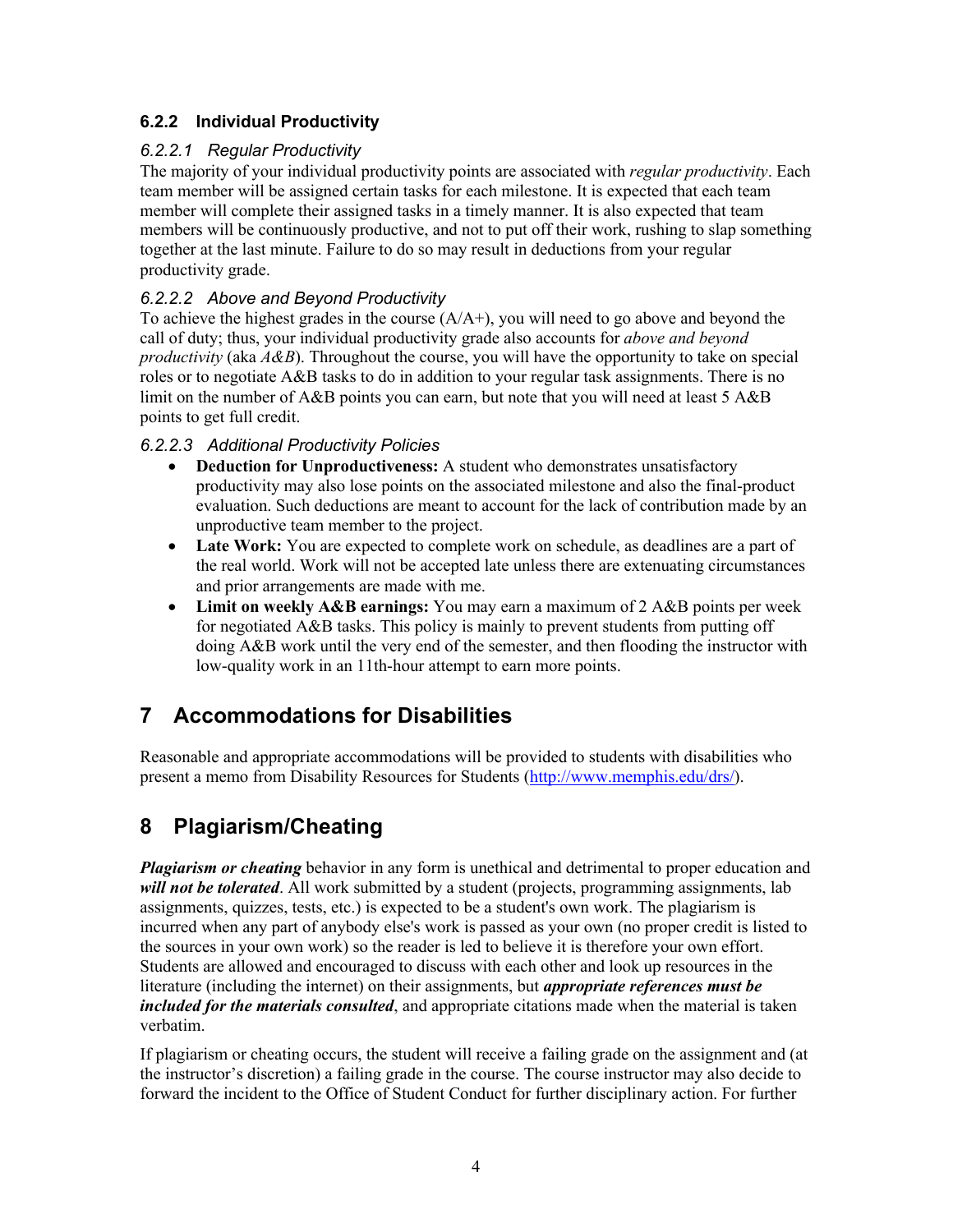### 6.2.2 Individual Productivity

#### 6.2.2.1 Regular Productivity

The majority of your individual productivity points are associated with *regular productivity*. Each team member will be assigned certain tasks for each milestone. It is expected that each team member will complete their assigned tasks in a timely manner. It is also expected that team members will be continuously productive, and not to put off their work, rushing to slap something together at the last minute. Failure to do so may result in deductions from your regular productivity grade.

#### 6.2.2.2 Above and Beyond Productivity

To achieve the highest grades in the course (A/A+), you will need to go above and beyond the call of duty; thus, your individual productivity grade also accounts for *above and beyond productivity* (aka *A&B*). Throughout the course, you will have the opportunity to take on special roles or to negotiate A&B tasks to do in addition to your regular task assignments. There is no limit on the number of A&B points you can earn, but note that you will need at least 5 A&B points to get full credit.

#### 6.2.2.3 Additional Productivity Policies

- **Deduction for Unproductiveness:** A student who demonstrates unsatisfactory productivity may also lose points on the associated milestone and also the final-product evaluation. Such deductions are meant to account for the lack of contribution made by an unproductive team member to the project.
- **Late Work:** You are expected to complete work on schedule, as deadlines are a part of the real world. Work will not be accepted late unless there are extenuating circumstances and prior arrangements are made with me.
- **Limit on weekly A&B earnings:** You may earn a maximum of 2 A&B points per week for negotiated A&B tasks. This policy is mainly to prevent students from putting off doing A&B work until the very end of the semester, and then flooding the instructor with low-quality work in an 11th-hour attempt to earn more points.

## 7 Accommodations for Disabilities

Reasonable and appropriate accommodations will be provided to students with disabilities who present a memo from Disability Resources for Students (http://www.memphis.edu/drs/).

## 8 Plagiarism/Cheating

***Plagiarism or cheating*** behavior in any form is unethical and detrimental to proper education and ***will not be tolerated***. All work submitted by a student (projects, programming assignments, lab assignments, quizzes, tests, etc.) is expected to be a student's own work. The plagiarism is incurred when any part of anybody else's work is passed as your own (no proper credit is listed to the sources in your own work) so the reader is led to believe it is therefore your own effort. Students are allowed and encouraged to discuss with each other and look up resources in the literature (including the internet) on their assignments, but ***appropriate references must be included for the materials consulted***, and appropriate citations made when the material is taken verbatim.

If plagiarism or cheating occurs, the student will receive a failing grade on the assignment and (at the instructor's discretion) a failing grade in the course. The course instructor may also decide to forward the incident to the Office of Student Conduct for further disciplinary action. For further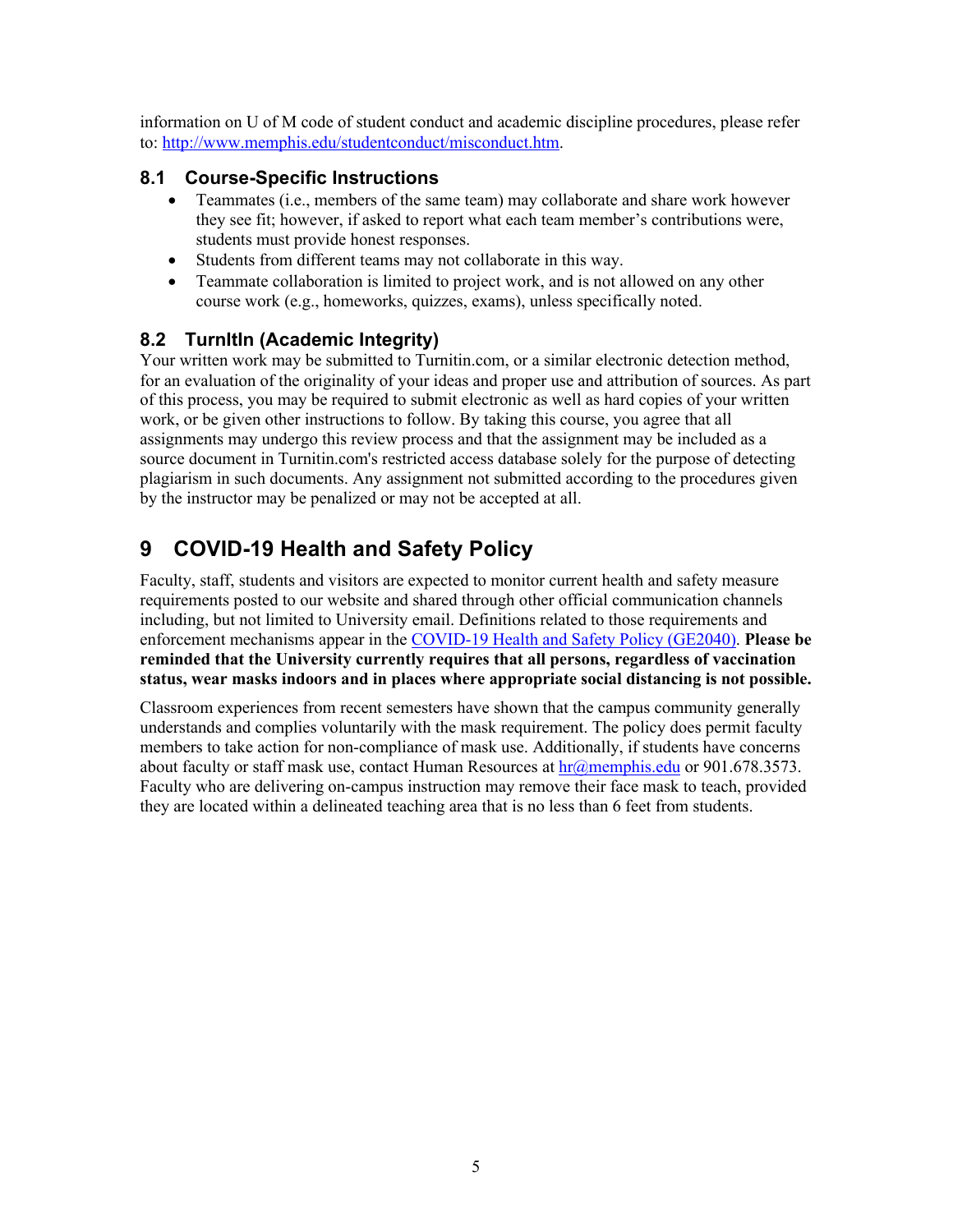information on U of M code of student conduct and academic discipline procedures, please refer to: [http://www.memphis.edu/studentconduct/misconduct.htm](http://www.memphis.edu/studentconduct/misconduct.htm).

### 8.1 Course-Specific Instructions

- Teammates (i.e., members of the same team) may collaborate and share work however they see fit; however, if asked to report what each team member's contributions were, students must provide honest responses.
- Students from different teams may not collaborate in this way.
- Teammate collaboration is limited to project work, and is not allowed on any other course work (e.g., homeworks, quizzes, exams), unless specifically noted.

### 8.2 TurnItIn (Academic Integrity)

Your written work may be submitted to Turnitin.com, or a similar electronic detection method, for an evaluation of the originality of your ideas and proper use and attribution of sources. As part of this process, you may be required to submit electronic as well as hard copies of your written work, or be given other instructions to follow. By taking this course, you agree that all assignments may undergo this review process and that the assignment may be included as a source document in Turnitin.com's restricted access database solely for the purpose of detecting plagiarism in such documents. Any assignment not submitted according to the procedures given by the instructor may be penalized or may not be accepted at all.

## 9 COVID-19 Health and Safety Policy

Faculty, staff, students and visitors are expected to monitor current health and safety measure requirements posted to our website and shared through other official communication channels including, but not limited to University email. Definitions related to those requirements and enforcement mechanisms appear in the COVID-19 Health and Safety Policy (GE2040). **Please be reminded that the University currently requires that all persons, regardless of vaccination status, wear masks indoors and in places where appropriate social distancing is not possible.**

Classroom experiences from recent semesters have shown that the campus community generally understands and complies voluntarily with the mask requirement. The policy does permit faculty members to take action for non-compliance of mask use. Additionally, if students have concerns about faculty or staff mask use, contact Human Resources at hr@memphis.edu or 901.678.3573. Faculty who are delivering on-campus instruction may remove their face mask to teach, provided they are located within a delineated teaching area that is no less than 6 feet from students.